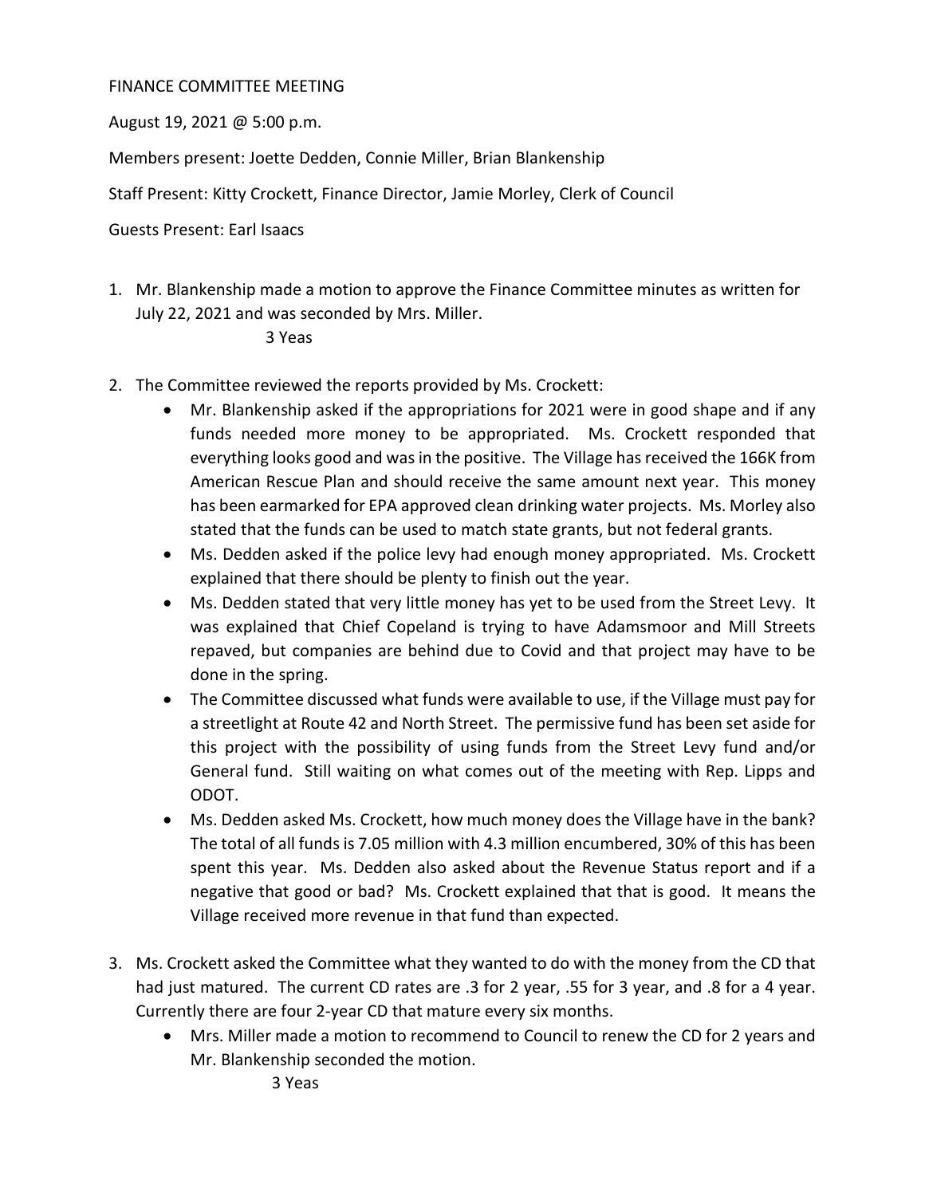FINANCE COMMITTEE MEETING

August 19, 2021 @ 5:00 p.m.

Members present: Joette Dedden, Connie Miller, Brian Blankenship

Staff Present: Kitty Crockett, Finance Director, Jamie Morley, Clerk of Council

Guests Present: Earl Isaacs

1. Mr. Blankenship made a motion to approve the Finance Committee minutes as written for July 22, 2021 and was seconded by Mrs. Miller.

   3 Yeas

2. The Committee reviewed the reports provided by Ms. Crockett:
   - Mr. Blankenship asked if the appropriations for 2021 were in good shape and if any funds needed more money to be appropriated. Ms. Crockett responded that everything looks good and was in the positive. The Village has received the 166K from American Rescue Plan and should receive the same amount next year. This money has been earmarked for EPA approved clean drinking water projects. Ms. Morley also stated that the funds can be used to match state grants, but not federal grants.
   - Ms. Dedden asked if the police levy had enough money appropriated. Ms. Crockett explained that there should be plenty to finish out the year.
   - Ms. Dedden stated that very little money has yet to be used from the Street Levy. It was explained that Chief Copeland is trying to have Adamsmoor and Mill Streets repaved, but companies are behind due to Covid and that project may have to be done in the spring.
   - The Committee discussed what funds were available to use, if the Village must pay for a streetlight at Route 42 and North Street. The permissive fund has been set aside for this project with the possibility of using funds from the Street Levy fund and/or General fund. Still waiting on what comes out of the meeting with Rep. Lipps and ODOT.
   - Ms. Dedden asked Ms. Crockett, how much money does the Village have in the bank? The total of all funds is 7.05 million with 4.3 million encumbered, 30% of this has been spent this year. Ms. Dedden also asked about the Revenue Status report and if a negative that good or bad? Ms. Crockett explained that that is good. It means the Village received more revenue in that fund than expected.

3. Ms. Crockett asked the Committee what they wanted to do with the money from the CD that had just matured. The current CD rates are .3 for 2 year, .55 for 3 year, and .8 for a 4 year. Currently there are four 2-year CD that mature every six months.
   - Mrs. Miller made a motion to recommend to Council to renew the CD for 2 years and Mr. Blankenship seconded the motion.

     3 Yeas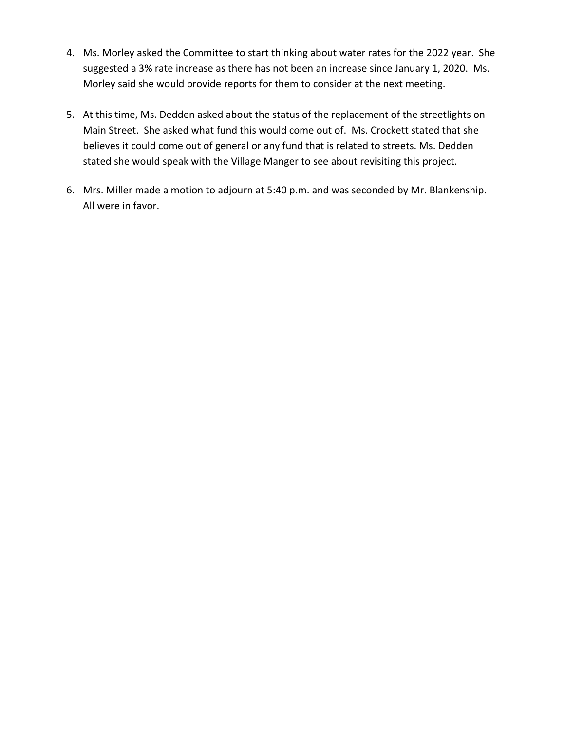4. Ms. Morley asked the Committee to start thinking about water rates for the 2022 year. She suggested a 3% rate increase as there has not been an increase since January 1, 2020. Ms. Morley said she would provide reports for them to consider at the next meeting.

5. At this time, Ms. Dedden asked about the status of the replacement of the streetlights on Main Street. She asked what fund this would come out of. Ms. Crockett stated that she believes it could come out of general or any fund that is related to streets. Ms. Dedden stated she would speak with the Village Manger to see about revisiting this project.

6. Mrs. Miller made a motion to adjourn at 5:40 p.m. and was seconded by Mr. Blankenship. All were in favor.